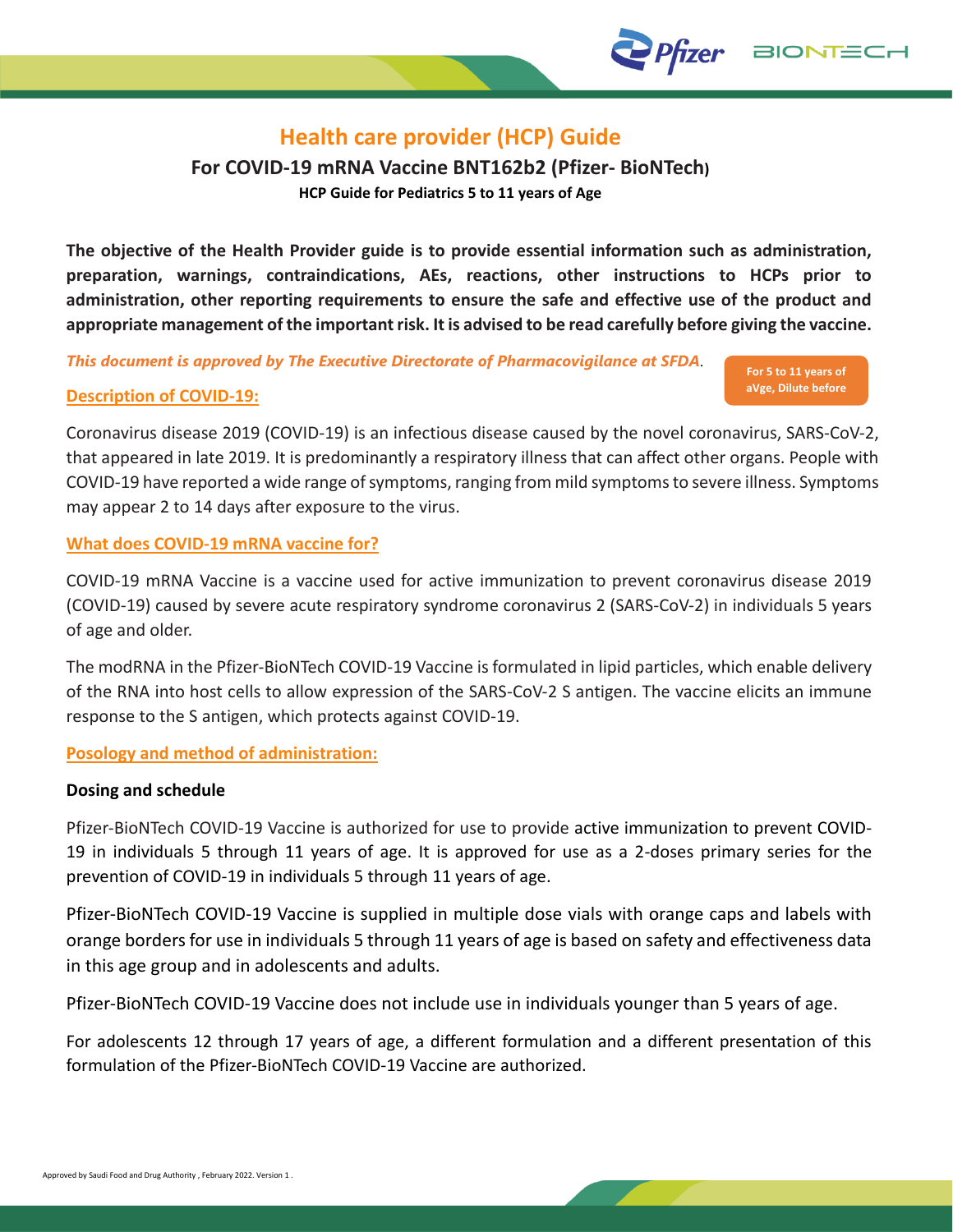# Health care provider (HCP) Guide

## For COVID-19 mRNA Vaccine BNT162b2 (Pfizer- BioNTech)

### HCP Guide for Pediatrics 5 to 11 years of Age

**The objective of the Health Provider guide is to provide essential information such as administration, preparation, warnings, contraindications, AEs, reactions, other instructions to HCPs prior to administration, other reporting requirements to ensure the safe and effective use of the product and appropriate management of the important risk. It is advised to be read carefully before giving the vaccine.**

***This document is approved by The Executive Directorate of Pharmacovigilance at SFDA***.

**For 5 to 11 years of aVge, Dilute before**

## Description of COVID-19:

Coronavirus disease 2019 (COVID-19) is an infectious disease caused by the novel coronavirus, SARS-CoV-2, that appeared in late 2019. It is predominantly a respiratory illness that can affect other organs. People with COVID-19 have reported a wide range of symptoms, ranging from mild symptoms to severe illness. Symptoms may appear 2 to 14 days after exposure to the virus.

## What does COVID-19 mRNA vaccine for?

COVID-19 mRNA Vaccine is a vaccine used for active immunization to prevent coronavirus disease 2019 (COVID-19) caused by severe acute respiratory syndrome coronavirus 2 (SARS-CoV-2) in individuals 5 years of age and older.

The modRNA in the Pfizer-BioNTech COVID-19 Vaccine is formulated in lipid particles, which enable delivery of the RNA into host cells to allow expression of the SARS-CoV-2 S antigen. The vaccine elicits an immune response to the S antigen, which protects against COVID-19.

## Posology and method of administration:

### Dosing and schedule

Pfizer-BioNTech COVID-19 Vaccine is authorized for use to provide active immunization to prevent COVID-19 in individuals 5 through 11 years of age. It is approved for use as a 2-doses primary series for the prevention of COVID-19 in individuals 5 through 11 years of age.

Pfizer-BioNTech COVID-19 Vaccine is supplied in multiple dose vials with orange caps and labels with orange borders for use in individuals 5 through 11 years of age is based on safety and effectiveness data in this age group and in adolescents and adults.

Pfizer-BioNTech COVID-19 Vaccine does not include use in individuals younger than 5 years of age.

For adolescents 12 through 17 years of age, a different formulation and a different presentation of this formulation of the Pfizer-BioNTech COVID-19 Vaccine are authorized.

Approved by Saudi Food and Drug Authority , February 2022. Version 1 .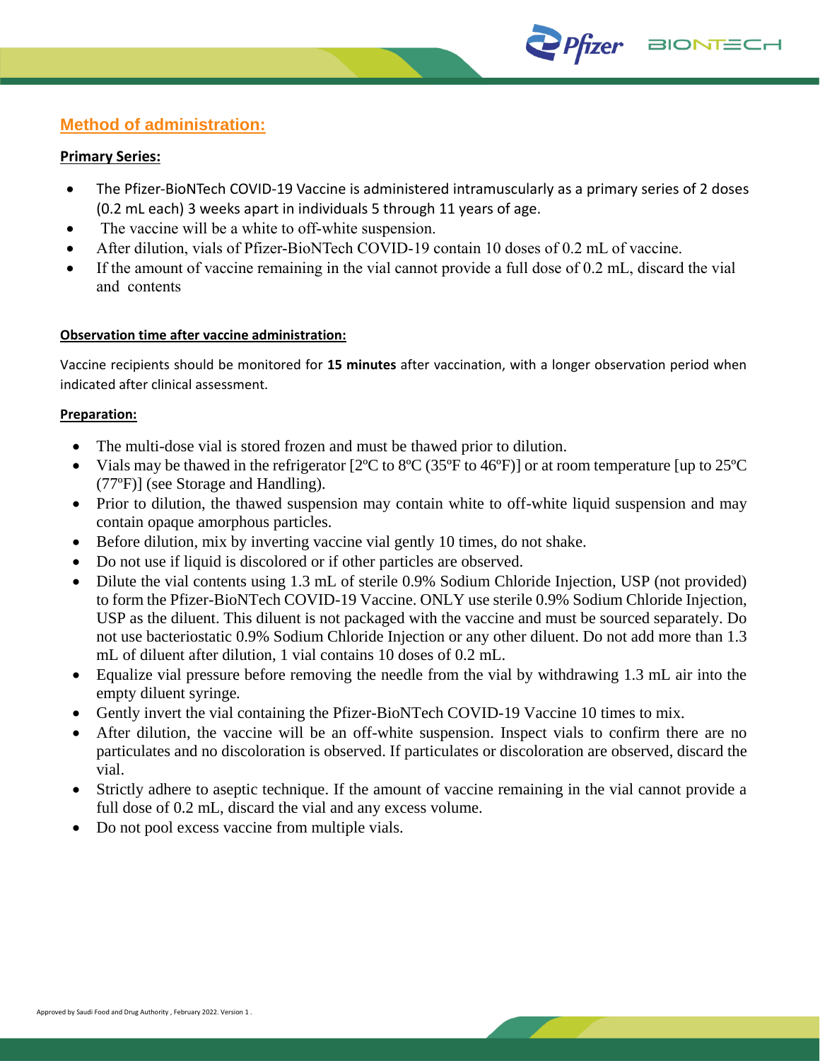## Method of administration:

### Primary Series:

- The Pfizer-BioNTech COVID-19 Vaccine is administered intramuscularly as a primary series of 2 doses (0.2 mL each) 3 weeks apart in individuals 5 through 11 years of age.
- The vaccine will be a white to off-white suspension.
- After dilution, vials of Pfizer-BioNTech COVID-19 contain 10 doses of 0.2 mL of vaccine.
- If the amount of vaccine remaining in the vial cannot provide a full dose of 0.2 mL, discard the vial and contents

### Observation time after vaccine administration:

Vaccine recipients should be monitored for **15 minutes** after vaccination, with a longer observation period when indicated after clinical assessment.

### Preparation:

- The multi-dose vial is stored frozen and must be thawed prior to dilution.
- Vials may be thawed in the refrigerator [2ºC to 8ºC (35ºF to 46ºF)] or at room temperature [up to 25ºC (77ºF)] (see Storage and Handling).
- Prior to dilution, the thawed suspension may contain white to off-white liquid suspension and may contain opaque amorphous particles.
- Before dilution, mix by inverting vaccine vial gently 10 times, do not shake.
- Do not use if liquid is discolored or if other particles are observed.
- Dilute the vial contents using 1.3 mL of sterile 0.9% Sodium Chloride Injection, USP (not provided) to form the Pfizer-BioNTech COVID-19 Vaccine. ONLY use sterile 0.9% Sodium Chloride Injection, USP as the diluent. This diluent is not packaged with the vaccine and must be sourced separately. Do not use bacteriostatic 0.9% Sodium Chloride Injection or any other diluent. Do not add more than 1.3 mL of diluent after dilution, 1 vial contains 10 doses of 0.2 mL.
- Equalize vial pressure before removing the needle from the vial by withdrawing 1.3 mL air into the empty diluent syringe.
- Gently invert the vial containing the Pfizer-BioNTech COVID-19 Vaccine 10 times to mix.
- After dilution, the vaccine will be an off-white suspension. Inspect vials to confirm there are no particulates and no discoloration is observed. If particulates or discoloration are observed, discard the vial.
- Strictly adhere to aseptic technique. If the amount of vaccine remaining in the vial cannot provide a full dose of 0.2 mL, discard the vial and any excess volume.
- Do not pool excess vaccine from multiple vials.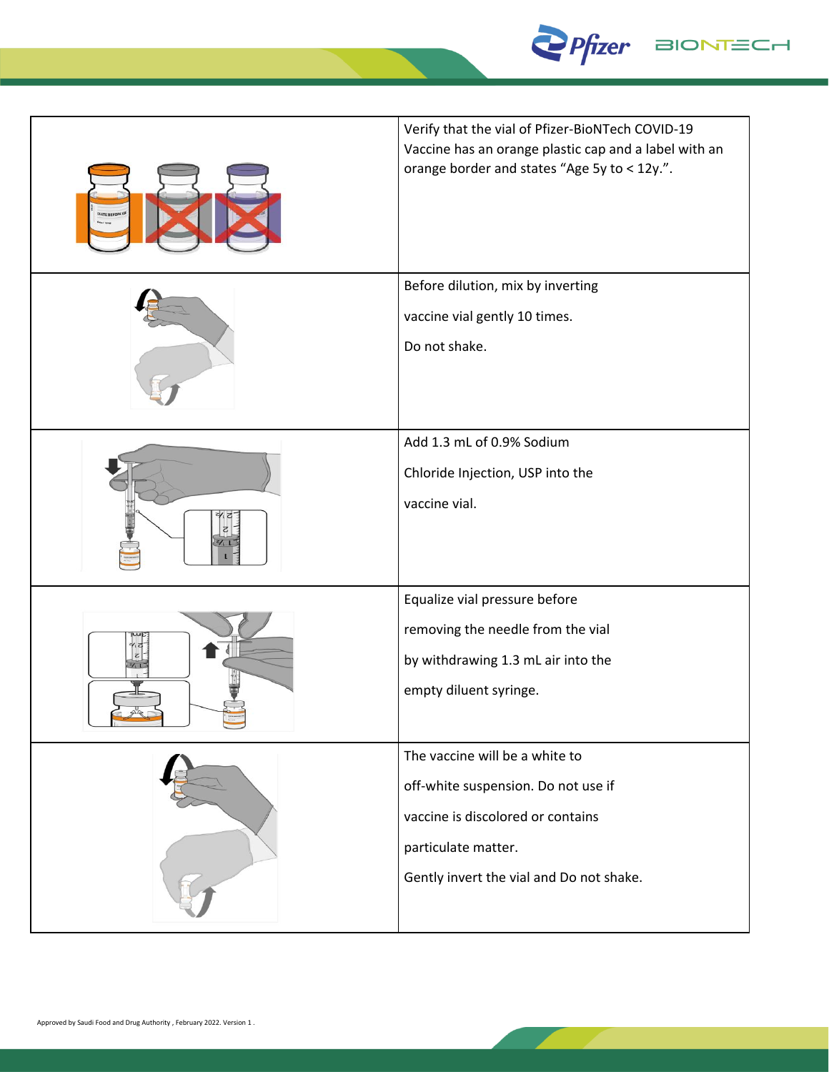| | |
|---|---|
| | Verify that the vial of Pfizer-BioNTech COVID-19 Vaccine has an orange plastic cap and a label with an orange border and states "Age 5y to < 12y.". |
| | Before dilution, mix by inverting vaccine vial gently 10 times. Do not shake. |
| | Add 1.3 mL of 0.9% Sodium Chloride Injection, USP into the vaccine vial. |
| | Equalize vial pressure before removing the needle from the vial by withdrawing 1.3 mL air into the empty diluent syringe. |
| | The vaccine will be a white to off-white suspension. Do not use if vaccine is discolored or contains particulate matter. Gently invert the vial and Do not shake. |

Approved by Saudi Food and Drug Authority , February 2022. Version 1 .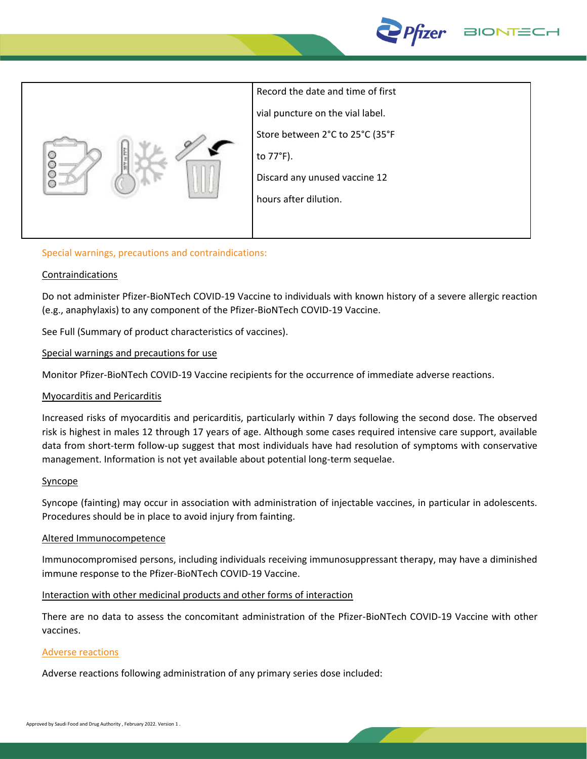| | Record the date and time of first vial puncture on the vial label. Store between 2°C to 25°C (35°F to 77°F). Discard any unused vaccine 12 hours after dilution. |
|---|---|

## Special warnings, precautions and contraindications:

### Contraindications

Do not administer Pfizer-BioNTech COVID-19 Vaccine to individuals with known history of a severe allergic reaction (e.g., anaphylaxis) to any component of the Pfizer-BioNTech COVID-19 Vaccine.

See Full (Summary of product characteristics of vaccines).

### Special warnings and precautions for use

Monitor Pfizer-BioNTech COVID-19 Vaccine recipients for the occurrence of immediate adverse reactions.

### Myocarditis and Pericarditis

Increased risks of myocarditis and pericarditis, particularly within 7 days following the second dose. The observed risk is highest in males 12 through 17 years of age. Although some cases required intensive care support, available data from short-term follow-up suggest that most individuals have had resolution of symptoms with conservative management. Information is not yet available about potential long-term sequelae.

### Syncope

Syncope (fainting) may occur in association with administration of injectable vaccines, in particular in adolescents. Procedures should be in place to avoid injury from fainting.

### Altered Immunocompetence

Immunocompromised persons, including individuals receiving immunosuppressant therapy, may have a diminished immune response to the Pfizer-BioNTech COVID-19 Vaccine.

### Interaction with other medicinal products and other forms of interaction

There are no data to assess the concomitant administration of the Pfizer-BioNTech COVID-19 Vaccine with other vaccines.

## Adverse reactions

Adverse reactions following administration of any primary series dose included: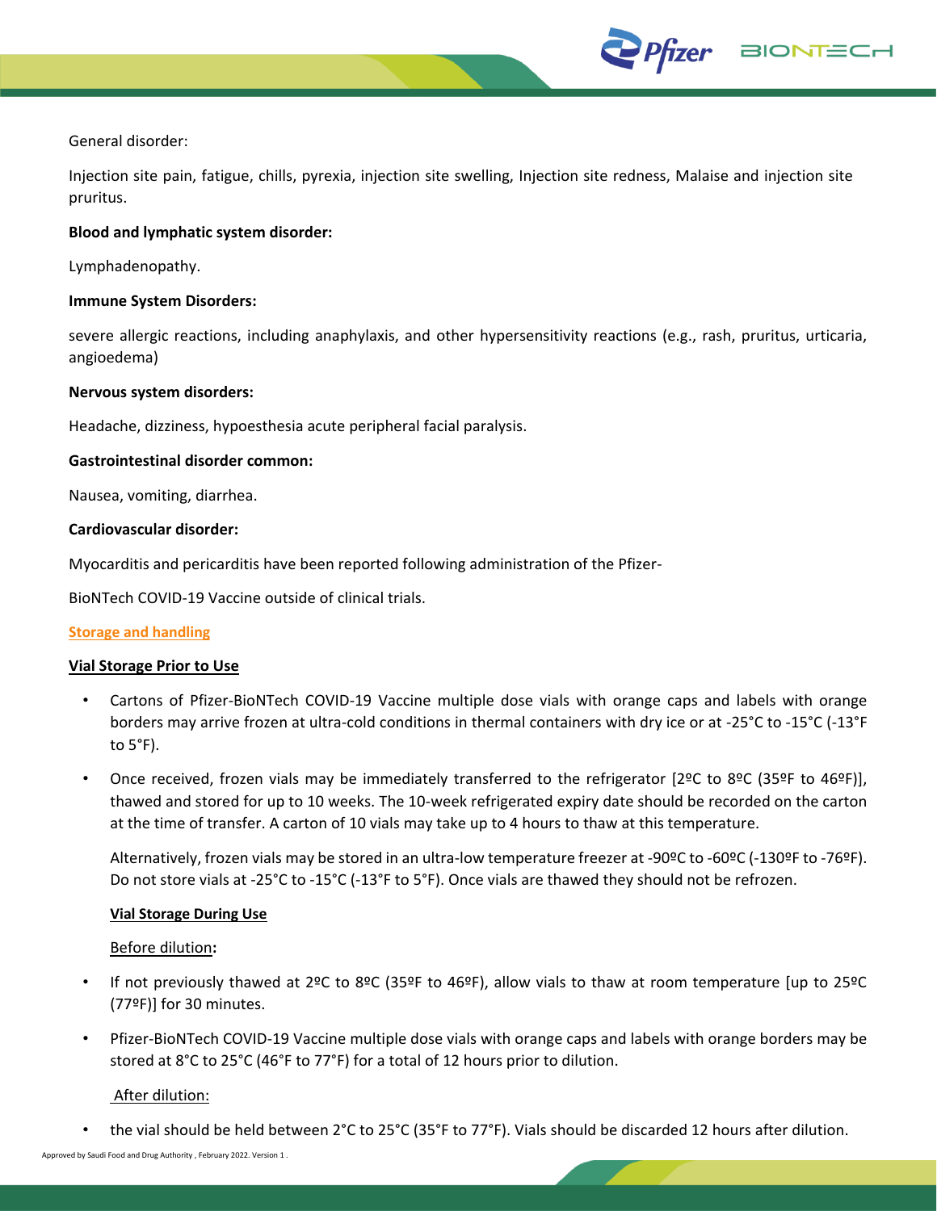General disorder:

Injection site pain, fatigue, chills, pyrexia, injection site swelling, Injection site redness, Malaise and injection site pruritus.

**Blood and lymphatic system disorder:**

Lymphadenopathy.

**Immune System Disorders:**

severe allergic reactions, including anaphylaxis, and other hypersensitivity reactions (e.g., rash, pruritus, urticaria, angioedema)

**Nervous system disorders:**

Headache, dizziness, hypoesthesia acute peripheral facial paralysis.

**Gastrointestinal disorder common:**

Nausea, vomiting, diarrhea.

**Cardiovascular disorder:**

Myocarditis and pericarditis have been reported following administration of the Pfizer-

BioNTech COVID-19 Vaccine outside of clinical trials.

## Storage and handling

### Vial Storage Prior to Use

- Cartons of Pfizer-BioNTech COVID-19 Vaccine multiple dose vials with orange caps and labels with orange borders may arrive frozen at ultra-cold conditions in thermal containers with dry ice or at -25°C to -15°C (-13°F to 5°F).
- Once received, frozen vials may be immediately transferred to the refrigerator [2ºC to 8ºC (35ºF to 46ºF)], thawed and stored for up to 10 weeks. The 10-week refrigerated expiry date should be recorded on the carton at the time of transfer. A carton of 10 vials may take up to 4 hours to thaw at this temperature.

  Alternatively, frozen vials may be stored in an ultra-low temperature freezer at -90ºC to -60ºC (-130ºF to -76ºF). Do not store vials at -25°C to -15°C (-13°F to 5°F). Once vials are thawed they should not be refrozen.

### Vial Storage During Use

Before dilution**:**

- If not previously thawed at 2ºC to 8ºC (35ºF to 46ºF), allow vials to thaw at room temperature [up to 25ºC (77ºF)] for 30 minutes.
- Pfizer-BioNTech COVID-19 Vaccine multiple dose vials with orange caps and labels with orange borders may be stored at 8°C to 25°C (46°F to 77°F) for a total of 12 hours prior to dilution.

After dilution:

- the vial should be held between 2°C to 25°C (35°F to 77°F). Vials should be discarded 12 hours after dilution.

Approved by Saudi Food and Drug Authority , February 2022. Version 1 .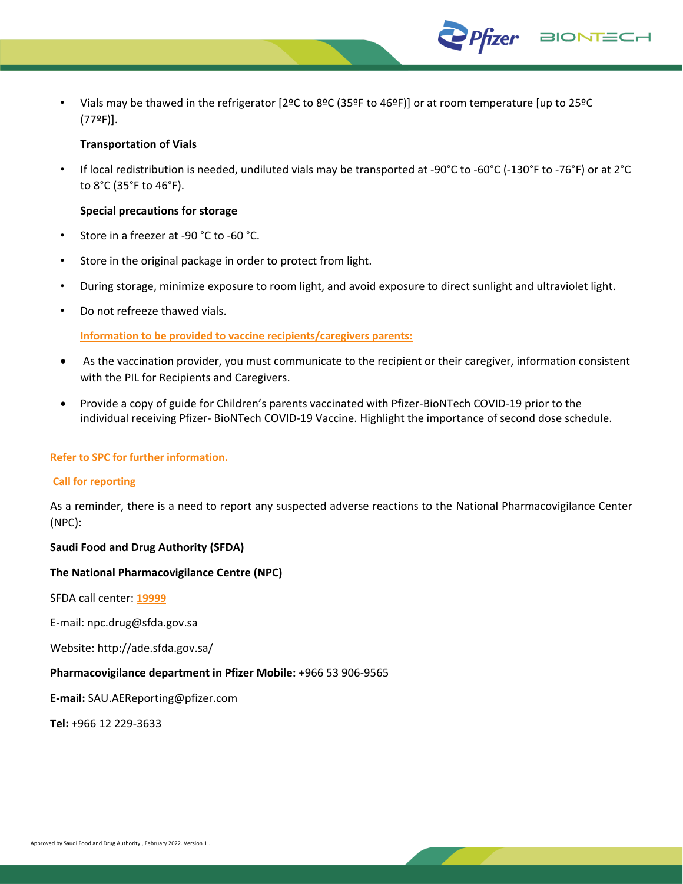- Vials may be thawed in the refrigerator [2ºC to 8ºC (35ºF to 46ºF)] or at room temperature [up to 25ºC (77ºF)].

**Transportation of Vials**

- If local redistribution is needed, undiluted vials may be transported at -90°C to -60°C (-130°F to -76°F) or at 2°C to 8°C (35°F to 46°F).

**Special precautions for storage**

- Store in a freezer at -90 °C to -60 °C.
- Store in the original package in order to protect from light.
- During storage, minimize exposure to room light, and avoid exposure to direct sunlight and ultraviolet light.
- Do not refreeze thawed vials.

**Information to be provided to vaccine recipients/caregivers parents:**

- As the vaccination provider, you must communicate to the recipient or their caregiver, information consistent with the PIL for Recipients and Caregivers.
- Provide a copy of guide for Children's parents vaccinated with Pfizer-BioNTech COVID-19 prior to the individual receiving Pfizer- BioNTech COVID-19 Vaccine. Highlight the importance of second dose schedule.

**Refer to SPC for further information.**

**Call for reporting**

As a reminder, there is a need to report any suspected adverse reactions to the National Pharmacovigilance Center (NPC):

**Saudi Food and Drug Authority (SFDA)**

**The National Pharmacovigilance Centre (NPC)**

SFDA call center: **19999**

E-mail: npc.drug@sfda.gov.sa

Website: http://ade.sfda.gov.sa/

**Pharmacovigilance department in Pfizer Mobile:** +966 53 906-9565

**E-mail:** SAU.AEReporting@pfizer.com

**Tel:** +966 12 229-3633

Approved by Saudi Food and Drug Authority , February 2022. Version 1 .